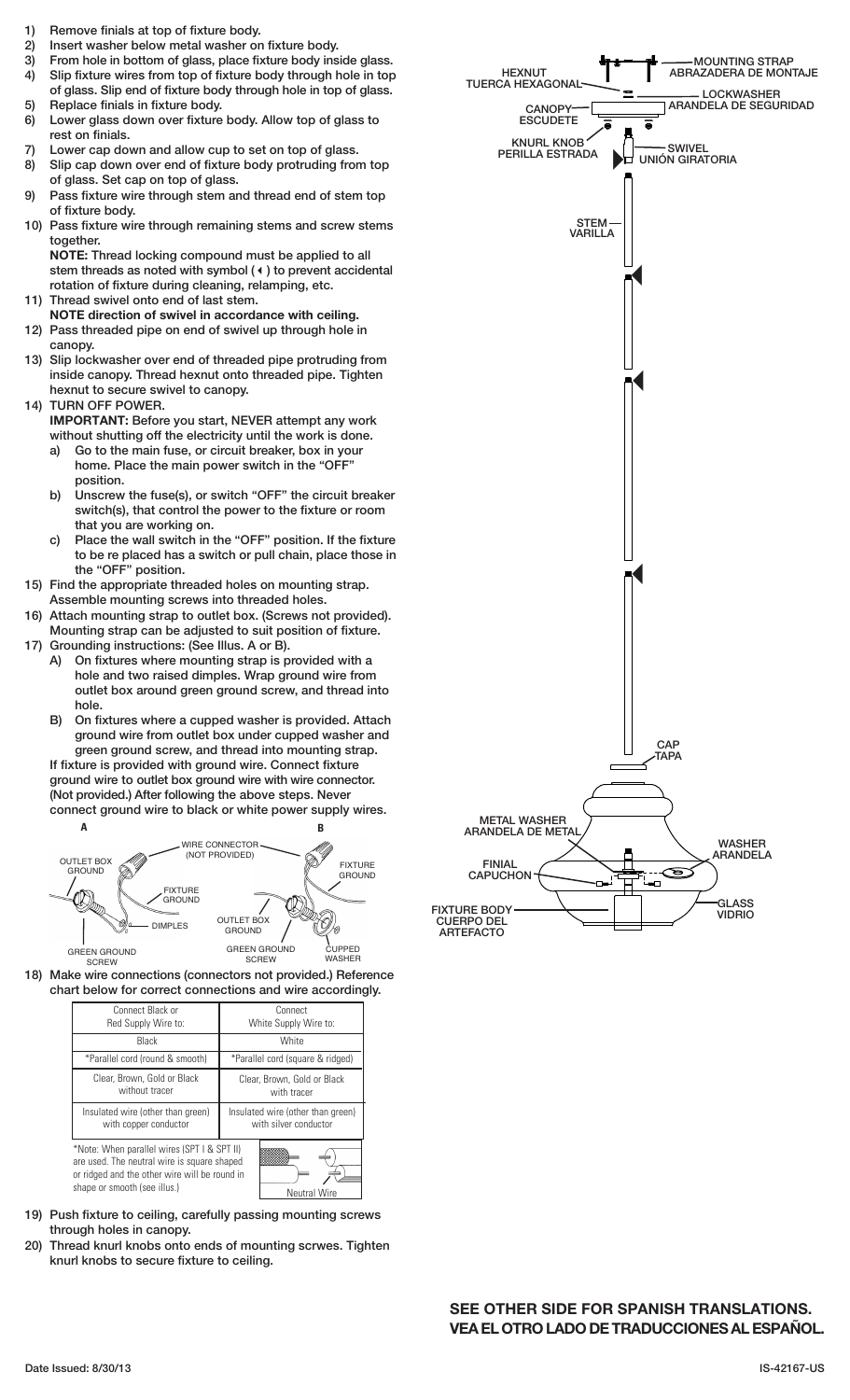1) Remove finials at top of fixture body.
2) Insert washer below metal washer on fixture body.
3) From hole in bottom of glass, place fixture body inside glass.
4) Slip fixture wires from top of fixture body through hole in top of glass. Slip end of fixture body through hole in top of glass.
5) Replace finials in fixture body.
6) Lower glass down over fixture body. Allow top of glass to rest on finials.
7) Lower cap down and allow cup to set on top of glass.
8) Slip cap down over end of fixture body protruding from top of glass. Set cap on top of glass.
9) Pass fixture wire through stem and thread end of stem top of fixture body.
10) Pass fixture wire through remaining stems and screw stems together.
    **NOTE:** Thread locking compound must be applied to all stem threads as noted with symbol (◂) to prevent accidental rotation of fixture during cleaning, relamping, etc.
11) Thread swivel onto end of last stem.
    **NOTE direction of swivel in accordance with ceiling.**
12) Pass threaded pipe on end of swivel up through hole in canopy.
13) Slip lockwasher over end of threaded pipe protruding from inside canopy. Thread hexnut onto threaded pipe. Tighten hexnut to secure swivel to canopy.
14) TURN OFF POWER.
    **IMPORTANT:** Before you start, NEVER attempt any work without shutting off the electricity until the work is done.
    a) Go to the main fuse, or circuit breaker, box in your home. Place the main power switch in the "OFF" position.
    b) Unscrew the fuse(s), or switch "OFF" the circuit breaker switch(s), that control the power to the fixture or room that you are working on.
    c) Place the wall switch in the "OFF" position. If the fixture to be re placed has a switch or pull chain, place those in the "OFF" position.
15) Find the appropriate threaded holes on mounting strap. Assemble mounting screws into threaded holes.
16) Attach mounting strap to outlet box. (Screws not provided). Mounting strap can be adjusted to suit position of fixture.
17) Grounding instructions: (See Illus. A or B).
    A) On fixtures where mounting strap is provided with a hole and two raised dimples. Wrap ground wire from outlet box around green ground screw, and thread into hole.
    B) On fixtures where a cupped washer is provided. Attach ground wire from outlet box under cupped washer and green ground screw, and thread into mounting strap.
    If fixture is provided with ground wire. Connect fixture ground wire to outlet box ground wire with wire connector. (Not provided.) After following the above steps. Never connect ground wire to black or white power supply wires.

A: OUTLET BOX GROUND, WIRE CONNECTOR (NOT PROVIDED), FIXTURE GROUND, DIMPLES, GREEN GROUND SCREW

B: FIXTURE GROUND, OUTLET BOX GROUND, GREEN GROUND SCREW, CUPPED WASHER

18) Make wire connections (connectors not provided.) Reference chart below for correct connections and wire accordingly.

| Connect Black or Red Supply Wire to: | Connect White Supply Wire to: |
|---|---|
| Black | White |
| *Parallel cord (round & smooth) | *Parallel cord (square & ridged) |
| Clear, Brown, Gold or Black without tracer | Clear, Brown, Gold or Black with tracer |
| Insulated wire (other than green) with copper conductor | Insulated wire (other than green) with silver conductor |

*Note: When parallel wires (SPT I & SPT II) are used. The neutral wire is square shaped or ridged and the other wire will be round in shape or smooth (see illus.)

Neutral Wire

19) Push fixture to ceiling, carefully passing mounting screws through holes in canopy.
20) Thread knurl knobs onto ends of mounting scrwes. Tighten knurl knobs to secure fixture to ceiling.

MOUNTING STRAP / ABRAZADERA DE MONTAJE
HEXNUT / TUERCA HEXAGONAL
LOCKWASHER / ARANDELA DE SEGURIDAD
CANOPY / ESCUDETE
KNURL KNOB / PERILLA ESTRADA
SWIVEL / UNIÓN GIRATORIA
STEM / VARILLA
CAP / TAPA
METAL WASHER / ARANDELA DE METAL
WASHER / ARANDELA
FINIAL / CAPUCHON
FIXTURE BODY / CUERPO DEL ARTEFACTO
GLASS / VIDRIO

**SEE OTHER SIDE FOR SPANISH TRANSLATIONS.**
**VEA EL OTRO LADO DE TRADUCCIONES AL ESPAÑOL.**

Date Issued: 8/30/13

IS-42167-US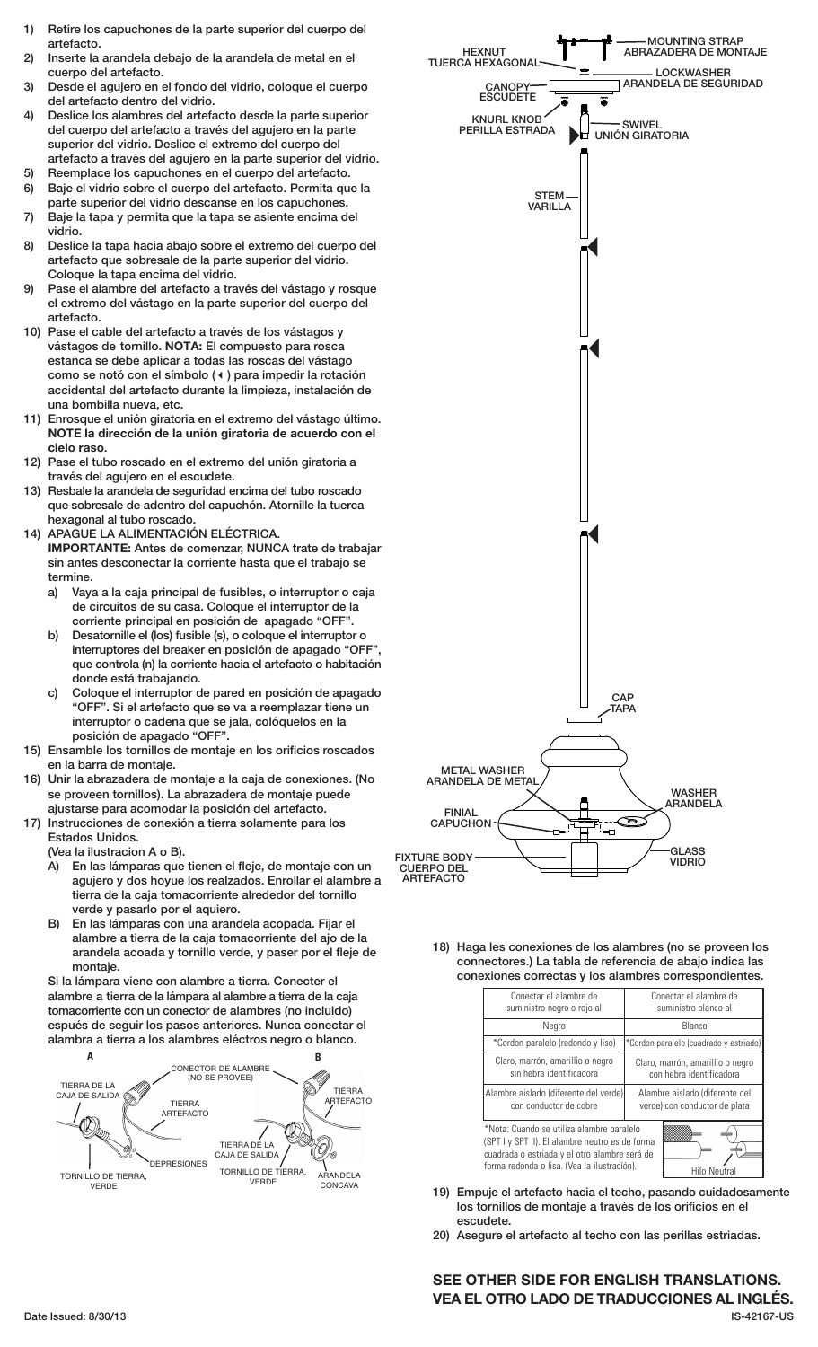1) Retire los capuchones de la parte superior del cuerpo del artefacto.
2) Inserte la arandela debajo de la arandela de metal en el cuerpo del artefacto.
3) Desde el agujero en el fondo del vidrio, coloque el cuerpo del artefacto dentro del vidrio.
4) Deslice los alambres del artefacto desde la parte superior del cuerpo del artefacto a través del agujero en la parte superior del vidrio. Deslice el extremo del cuerpo del artefacto a través del agujero en la parte superior del vidrio.
5) Reemplace los capuchones en el cuerpo del artefacto.
6) Baje el vidrio sobre el cuerpo del artefacto. Permita que la parte superior del vidrio descanse en los capuchones.
7) Baje la tapa y permita que la tapa se asiente encima del vidrio.
8) Deslice la tapa hacia abajo sobre el extremo del cuerpo del artefacto que sobresale de la parte superior del vidrio. Coloque la tapa encima del vidrio.
9) Pase el alambre del artefacto a través del vástago y rosque el extremo del vástago en la parte superior del cuerpo del artefacto.
10) Pase el cable del artefacto a través de los vástagos y vástagos de tornillo. **NOTA:** El compuesto para rosca estanca se debe aplicar a todas las roscas del vástago como se notó con el símbolo (◂) para impedir la rotación accidental del artefacto durante la limpieza, instalación de una bombilla nueva, etc.
11) Enrosque el unión giratoria en el extremo del vástago último. **NOTE la dirección de la unión giratoria de acuerdo con el cielo raso.**
12) Pase el tubo roscado en el extremo del unión giratoria a través del agujero en el escudete.
13) Resbale la arandela de seguridad encima del tubo roscado que sobresale de adentro del capuchón. Atornille la tuerca hexagonal al tubo roscado.
14) APAGUE LA ALIMENTACIÓN ELÉCTRICA.
**IMPORTANTE:** Antes de comenzar, NUNCA trate de trabajar sin antes desconectar la corriente hasta que el trabajo se termine.
    a) Vaya a la caja principal de fusibles, o interruptor o caja de circuitos de su casa. Coloque el interruptor de la corriente principal en posición de apagado "OFF".
    b) Desatornille el (los) fusible (s), o coloque el interruptor o interruptores del breaker en posición de apagado "OFF", que controla (n) la corriente hacia el artefacto o habitación donde está trabajando.
    c) Coloque el interruptor de pared en posición de apagado "OFF". Si el artefacto que se va a reemplazar tiene un interruptor o cadena que se jala, colóquelos en la posición de apagado "OFF".
15) Ensamble los tornillos de montaje en los orificios roscados en la barra de montaje.
16) Unir la abrazadera de montaje a la caja de conexiones. (No se proveen tornillos). La abrazadera de montaje puede ajustarse para acomodar la posición del artefacto.
17) Instrucciones de conexión a tierra solamente para los Estados Unidos.
(Vea la ilustracion A o B).
    A) En las lámparas que tienen el fleje, de montaje con un agujero y dos hoyue los realzados. Enrollar el alambre a tierra de la caja tomacorriente alrededor del tornillo verde y pasarlo por el aquiero.
    B) En las lámparas con una arandela acopada. Fijar el alambre a tierra de la caja tomacorriente del ajo de la arandela acoada y tornillo verde, y paser por el fleje de montaje.

Si la lámpara viene con alambre a tierra. Concecter el alambre a tierra de la lámpara al alambre a tierra de la caja tomacorriente con un conector de alambres (no incluido) espués de seguir los pasos anteriores. Nunca conectar el alambra a tierra a los alambres eléctros negro o blanco.

A
CONECTOR DE ALAMBRE (NO SE PROVEE)
TIERRA DE LA CAJA DE SALIDA
TIERRA ARTEFACTO
DEPRESIONES
TORNILLO DE TIERRA, VERDE

B
TIERRA ARTEFACTO
TIERRA DE LA CAJA DE SALIDA
TORNILLO DE TIERRA, VERDE
ARANDELA CONCAVA

MOUNTING STRAP / ABRAZADERA DE MONTAJE
HEXNUT / TUERCA HEXAGONAL
LOCKWASHER / ARANDELA DE SEGURIDAD
CANOPY / ESCUDETE
KNURL KNOB / PERILLA ESTRADA
SWIVEL / UNIÓN GIRATORIA
STEM / VARILLA
CAP / TAPA
METAL WASHER / ARANDELA DE METAL
WASHER / ARANDELA
FINIAL / CAPUCHON
FIXTURE BODY / CUERPO DEL ARTEFACTO
GLASS / VIDRIO

18) Haga les conexiones de los alambres (no se proveen los connectores.) La tabla de referencia de abajo indica las conexiones correctas y los alambres correspondientes.

| Conectar el alambre de suministro negro o rojo al | Conectar el alambre de suministro blanco al |
|---|---|
| Negro | Blanco |
| *Cordon paralelo (redondo y liso) | *Cordon paralelo (cuadrado y estriado) |
| Claro, marrón, amarillio o negro sin hebra identificadora | Claro, marrón, amarillio o negro con hebra identificadora |
| Alambre aislado (diferente del verde) con conductor de cobre | Alambre aislado (diferente del verde) con conductor de plata |

*Nota: Cuando se utiliza alambre paralelo (SPT I y SPT II). El alambre neutro es de forma cuadrada o estriada y el otro alambre será de forma redonda o lisa. (Vea la ilustración).

Hilo Neutral

19) Empuje el artefacto hacia el techo, pasando cuidadosamente los tornillos de montaje a través de los orificios en el escudete.
20) Asegure el artefacto al techo con las perillas estriadas.

**SEE OTHER SIDE FOR ENGLISH TRANSLATIONS.**
**VEA EL OTRO LADO DE TRADUCCIONES AL INGLÉS.**

Date Issued: 8/30/13

IS-42167-US